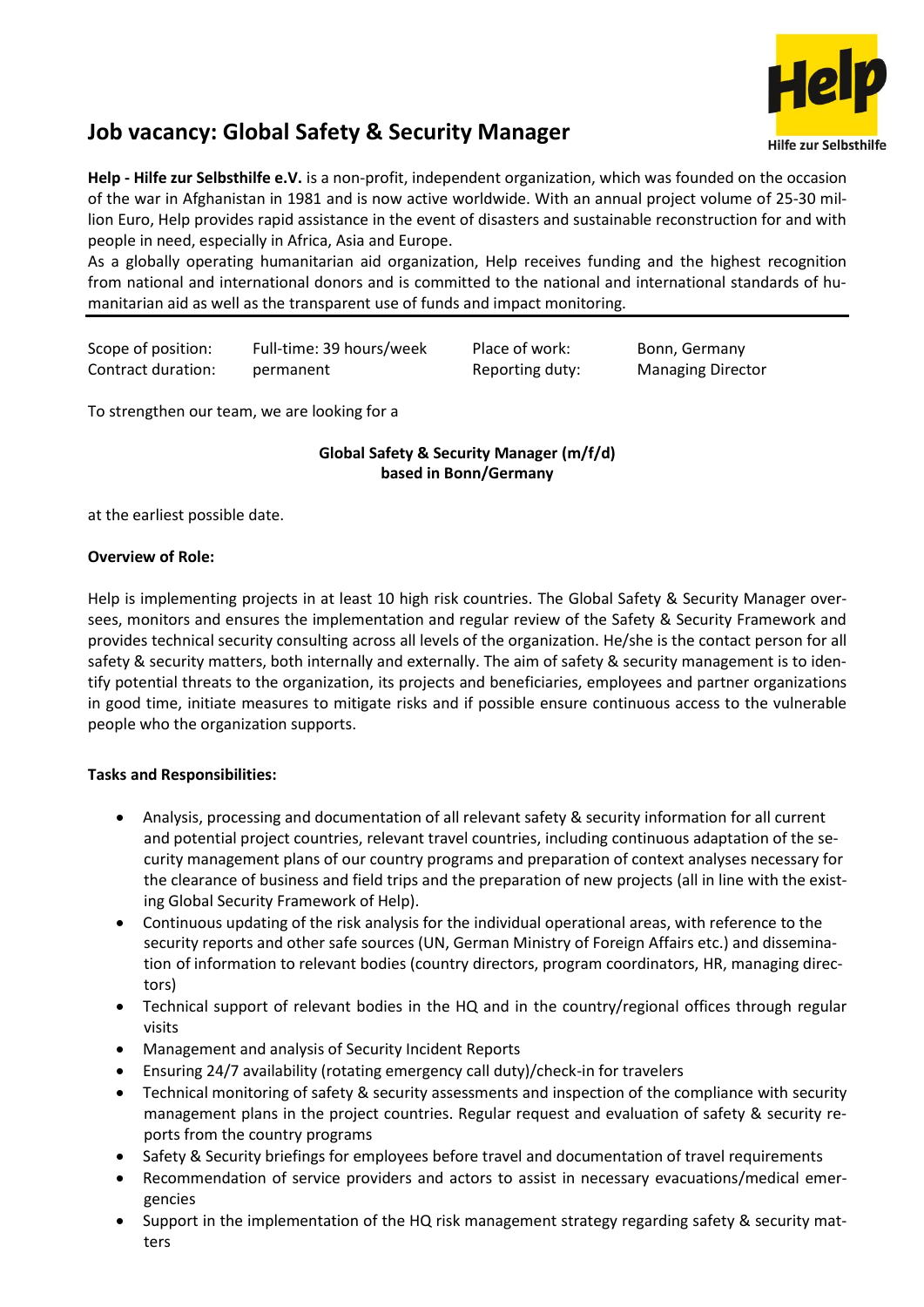# Job vacancy: Global Safety & Security Manager

Help
Hilfe zur Selbsthilfe

**Help - Hilfe zur Selbsthilfe e.V.** is a non-profit, independent organization, which was founded on the occasion of the war in Afghanistan in 1981 and is now active worldwide. With an annual project volume of 25-30 million Euro, Help provides rapid assistance in the event of disasters and sustainable reconstruction for and with people in need, especially in Africa, Asia and Europe.

As a globally operating humanitarian aid organization, Help receives funding and the highest recognition from national and international donors and is committed to the national and international standards of humanitarian aid as well as the transparent use of funds and impact monitoring.

| Scope of position: | Full-time: 39 hours/week | Place of work: | Bonn, Germany |
|---|---|---|---|
| Contract duration: | permanent | Reporting duty: | Managing Director |

To strengthen our team, we are looking for a

**Global Safety & Security Manager (m/f/d)**
**based in Bonn/Germany**

at the earliest possible date.

**Overview of Role:**

Help is implementing projects in at least 10 high risk countries. The Global Safety & Security Manager oversees, monitors and ensures the implementation and regular review of the Safety & Security Framework and provides technical security consulting across all levels of the organization. He/she is the contact person for all safety & security matters, both internally and externally. The aim of safety & security management is to identify potential threats to the organization, its projects and beneficiaries, employees and partner organizations in good time, initiate measures to mitigate risks and if possible ensure continuous access to the vulnerable people who the organization supports.

**Tasks and Responsibilities:**

- Analysis, processing and documentation of all relevant safety & security information for all current and potential project countries, relevant travel countries, including continuous adaptation of the security management plans of our country programs and preparation of context analyses necessary for the clearance of business and field trips and the preparation of new projects (all in line with the existing Global Security Framework of Help).
- Continuous updating of the risk analysis for the individual operational areas, with reference to the security reports and other safe sources (UN, German Ministry of Foreign Affairs etc.) and dissemination of information to relevant bodies (country directors, program coordinators, HR, managing directors)
- Technical support of relevant bodies in the HQ and in the country/regional offices through regular visits
- Management and analysis of Security Incident Reports
- Ensuring 24/7 availability (rotating emergency call duty)/check-in for travelers
- Technical monitoring of safety & security assessments and inspection of the compliance with security management plans in the project countries. Regular request and evaluation of safety & security reports from the country programs
- Safety & Security briefings for employees before travel and documentation of travel requirements
- Recommendation of service providers and actors to assist in necessary evacuations/medical emergencies
- Support in the implementation of the HQ risk management strategy regarding safety & security matters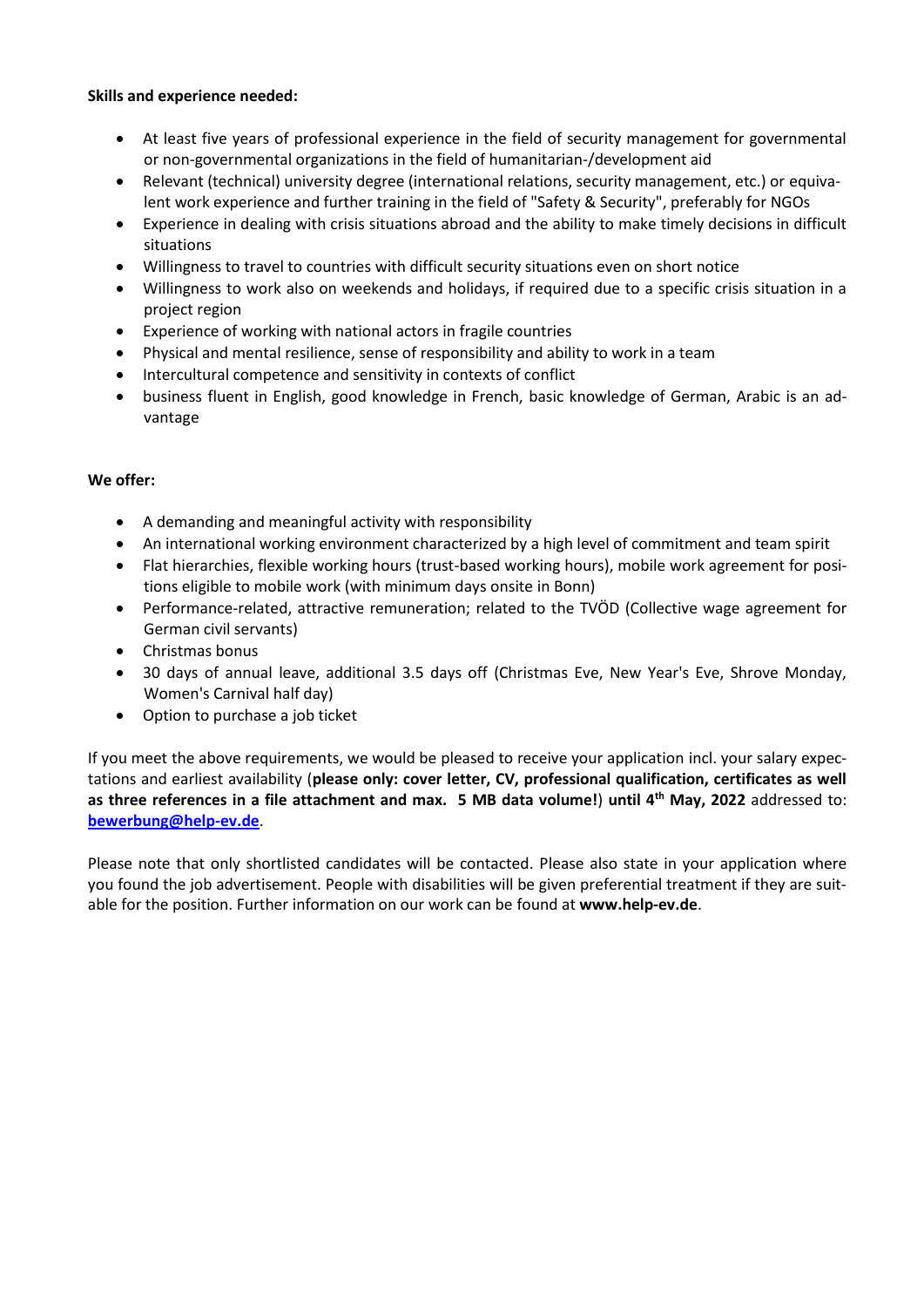**Skills and experience needed:**

- At least five years of professional experience in the field of security management for governmental or non-governmental organizations in the field of humanitarian-/development aid
- Relevant (technical) university degree (international relations, security management, etc.) or equivalent work experience and further training in the field of "Safety & Security", preferably for NGOs
- Experience in dealing with crisis situations abroad and the ability to make timely decisions in difficult situations
- Willingness to travel to countries with difficult security situations even on short notice
- Willingness to work also on weekends and holidays, if required due to a specific crisis situation in a project region
- Experience of working with national actors in fragile countries
- Physical and mental resilience, sense of responsibility and ability to work in a team
- Intercultural competence and sensitivity in contexts of conflict
- business fluent in English, good knowledge in French, basic knowledge of German, Arabic is an advantage

**We offer:**

- A demanding and meaningful activity with responsibility
- An international working environment characterized by a high level of commitment and team spirit
- Flat hierarchies, flexible working hours (trust-based working hours), mobile work agreement for positions eligible to mobile work (with minimum days onsite in Bonn)
- Performance-related, attractive remuneration; related to the TVÖD (Collective wage agreement for German civil servants)
- Christmas bonus
- 30 days of annual leave, additional 3.5 days off (Christmas Eve, New Year's Eve, Shrove Monday, Women's Carnival half day)
- Option to purchase a job ticket

If you meet the above requirements, we would be pleased to receive your application incl. your salary expectations and earliest availability (**please only: cover letter, CV, professional qualification, certificates as well as three references in a file attachment and max. 5 MB data volume!**) **until 4th May, 2022** addressed to: **bewerbung@help-ev.de**.

Please note that only shortlisted candidates will be contacted. Please also state in your application where you found the job advertisement. People with disabilities will be given preferential treatment if they are suitable for the position. Further information on our work can be found at **www.help-ev.de**.